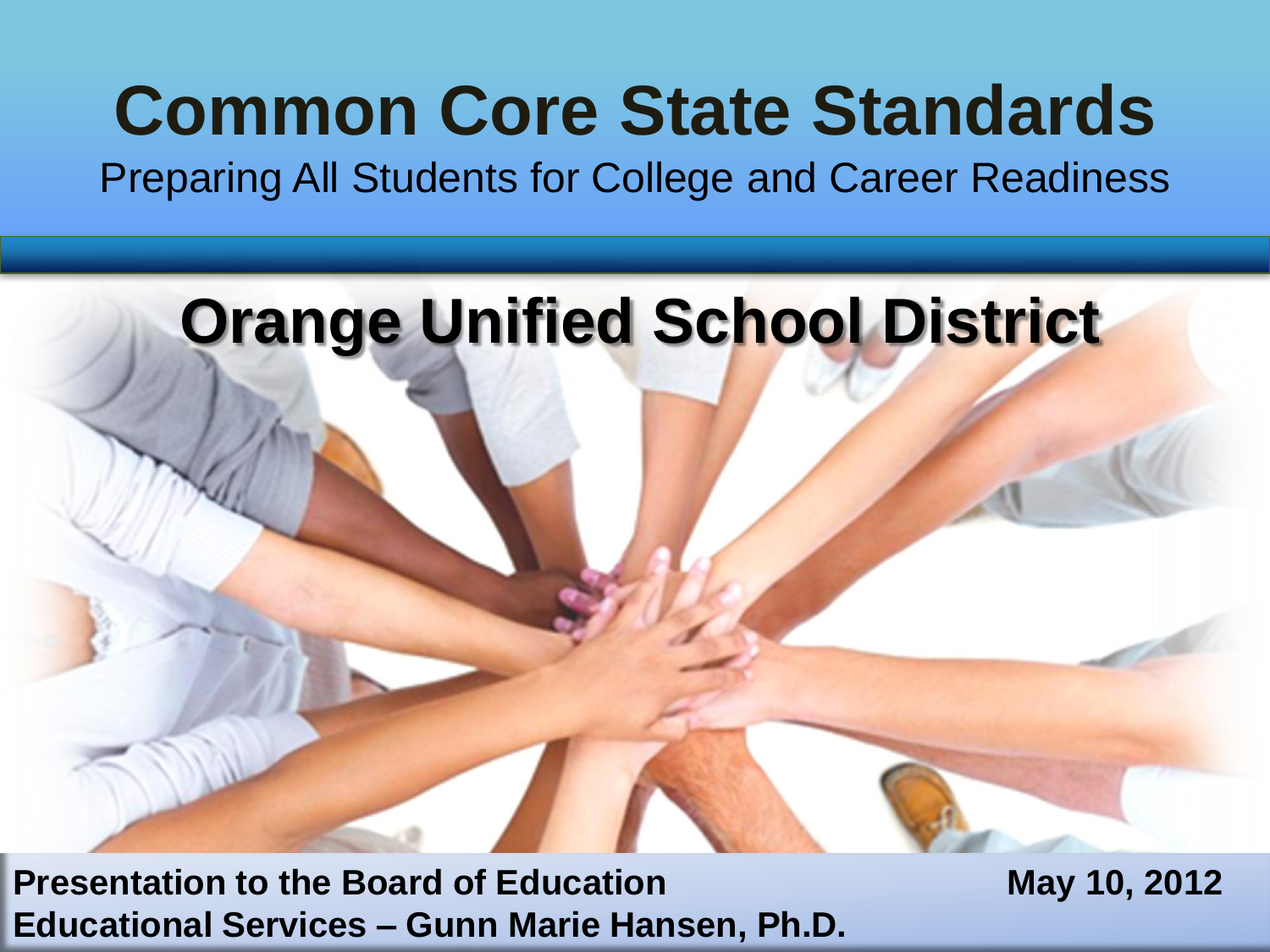# Common Core State Standards

Preparing All Students for College and Career Readiness

## Orange Unified School District

**Presentation to the Board of Education** **May 10, 2012**

**Educational Services – Gunn Marie Hansen, Ph.D.**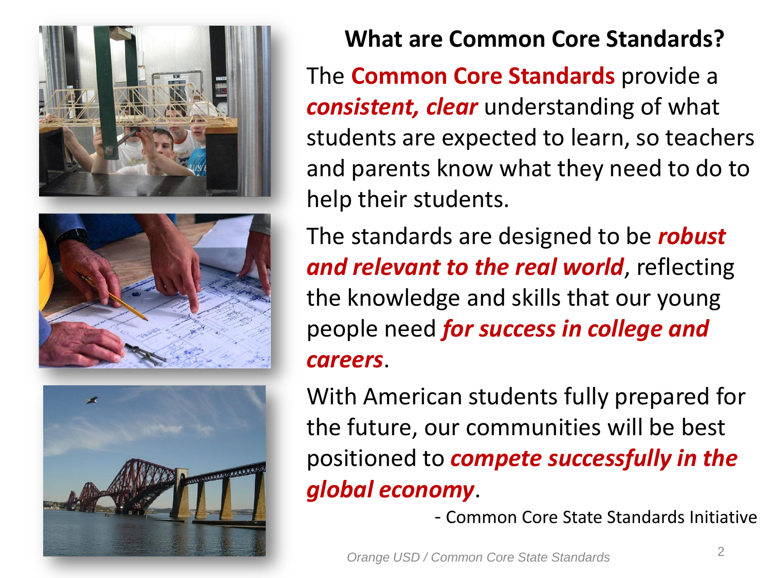## What are Common Core Standards?

The **Common Core Standards** provide a ***consistent, clear*** understanding of what students are expected to learn, so teachers and parents know what they need to do to help their students.

The standards are designed to be ***robust and relevant to the real world***, reflecting the knowledge and skills that our young people need ***for success in college and careers***.

With American students fully prepared for the future, our communities will be best positioned to ***compete successfully in the global economy***.

- Common Core State Standards Initiative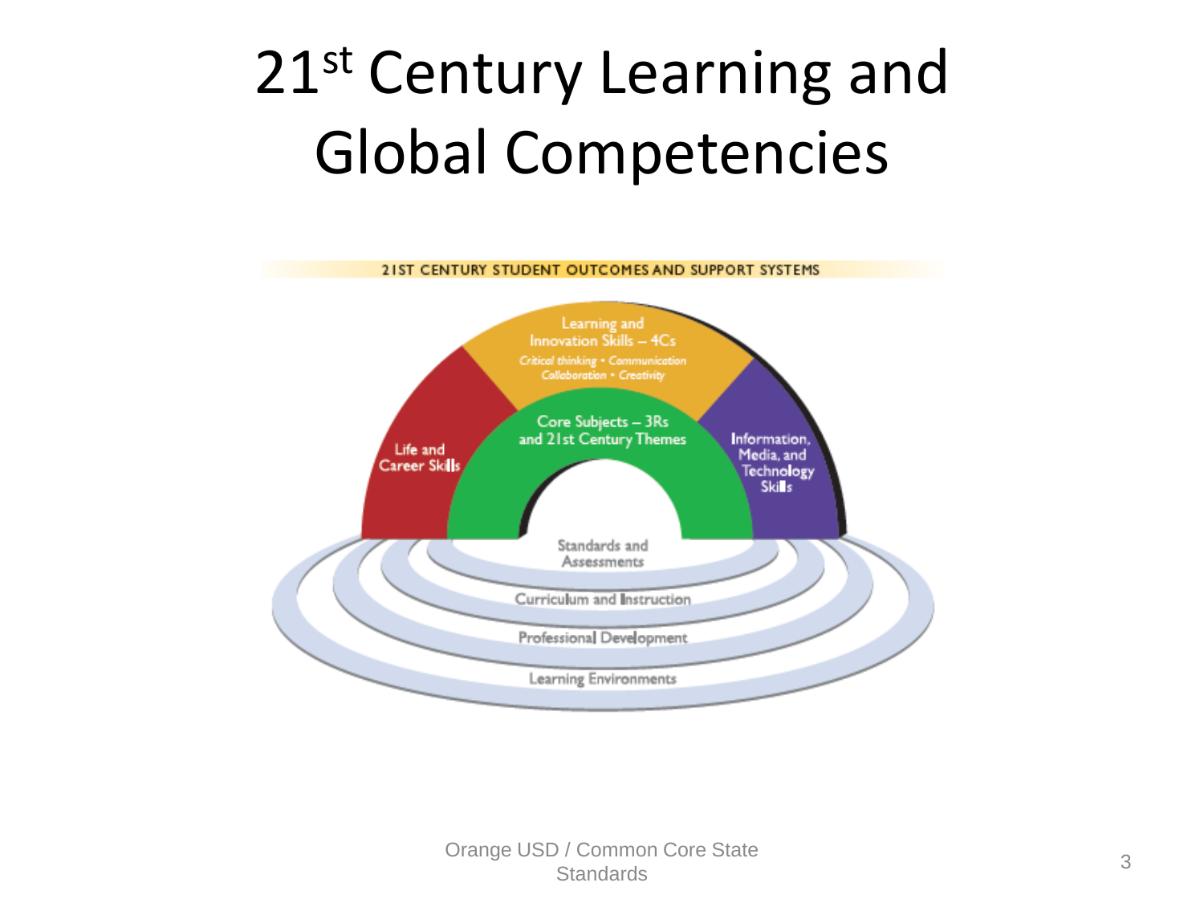# 21st Century Learning and Global Competencies

21ST CENTURY STUDENT OUTCOMES AND SUPPORT SYSTEMS

- Learning and Innovation Skills – 4Cs
  - *Critical thinking • Communication*
  - *Collaboration • Creativity*
- Core Subjects – 3Rs and 21st Century Themes
- Life and Career Skills
- Information, Media, and Technology Skills

Support systems:

- Standards and Assessments
- Curriculum and Instruction
- Professional Development
- Learning Environments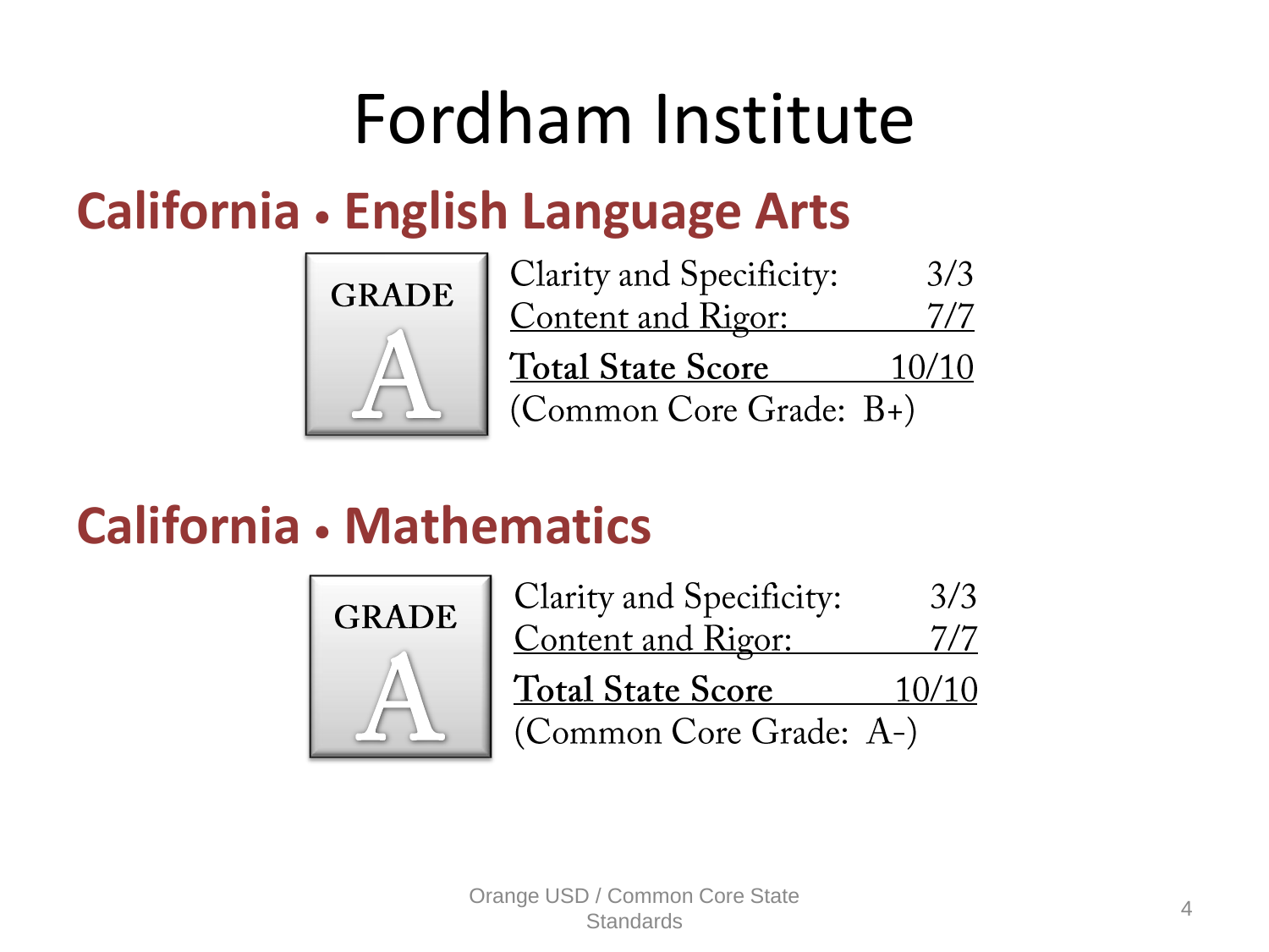# Fordham Institute

## California • English Language Arts

**GRADE A**

Clarity and Specificity: 3/3
Content and Rigor: 7/7

**Total State Score 10/10**

(Common Core Grade: B+)

## California • Mathematics

**GRADE A**

Clarity and Specificity: 3/3
Content and Rigor: 7/7

**Total State Score 10/10**

(Common Core Grade: A-)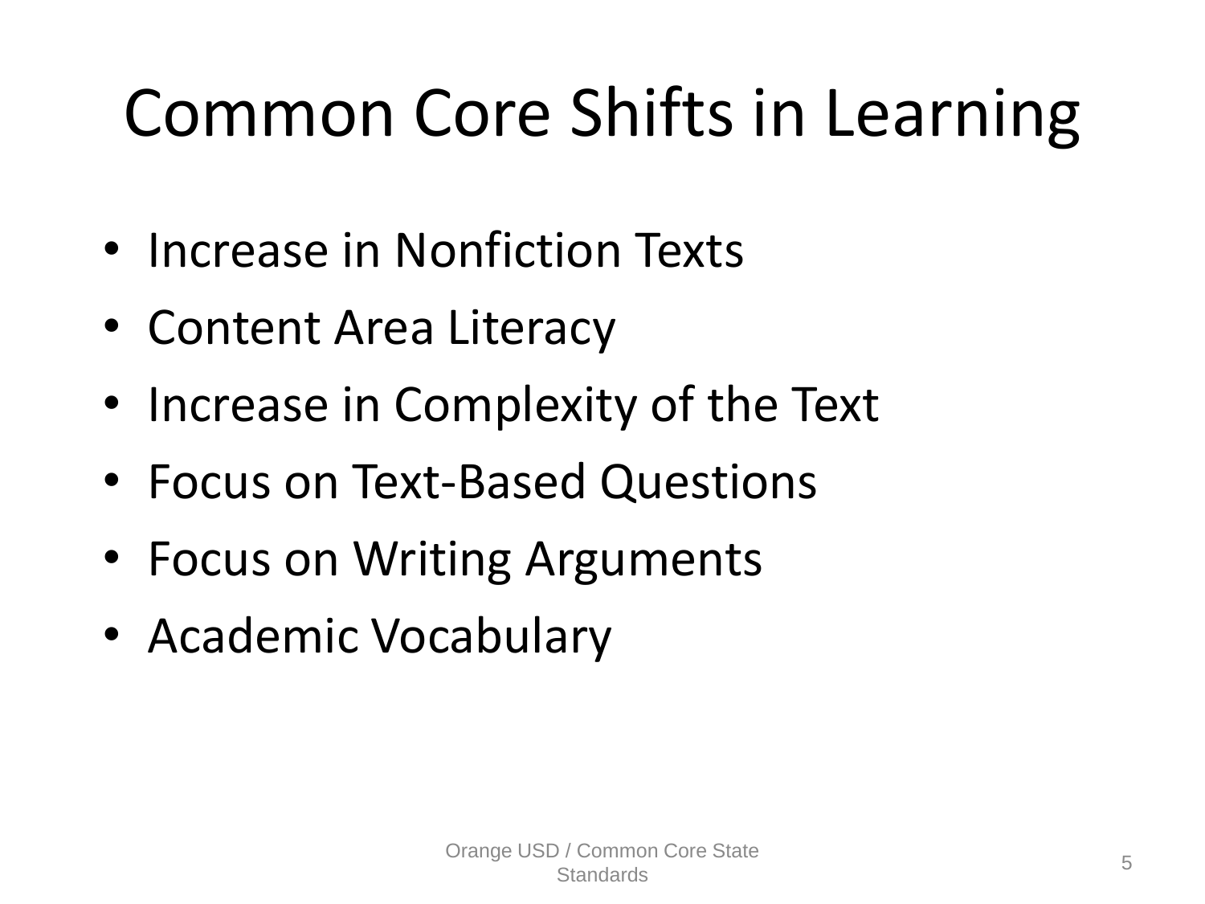# Common Core Shifts in Learning

- Increase in Nonfiction Texts
- Content Area Literacy
- Increase in Complexity of the Text
- Focus on Text-Based Questions
- Focus on Writing Arguments
- Academic Vocabulary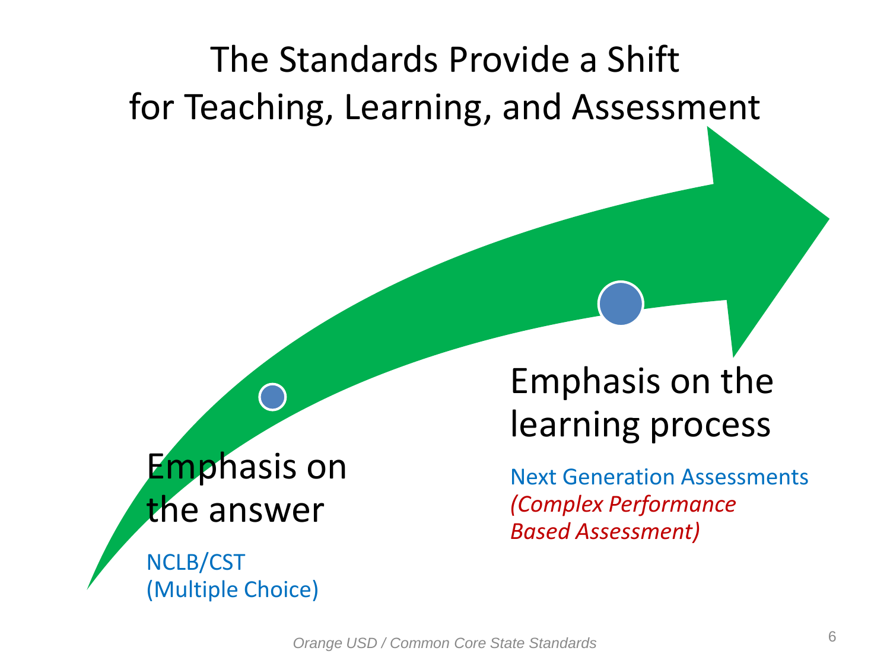# The Standards Provide a Shift for Teaching, Learning, and Assessment

**Emphasis on the answer**

NCLB/CST
(Multiple Choice)

**Emphasis on the learning process**

Next Generation Assessments
*(Complex Performance Based Assessment)*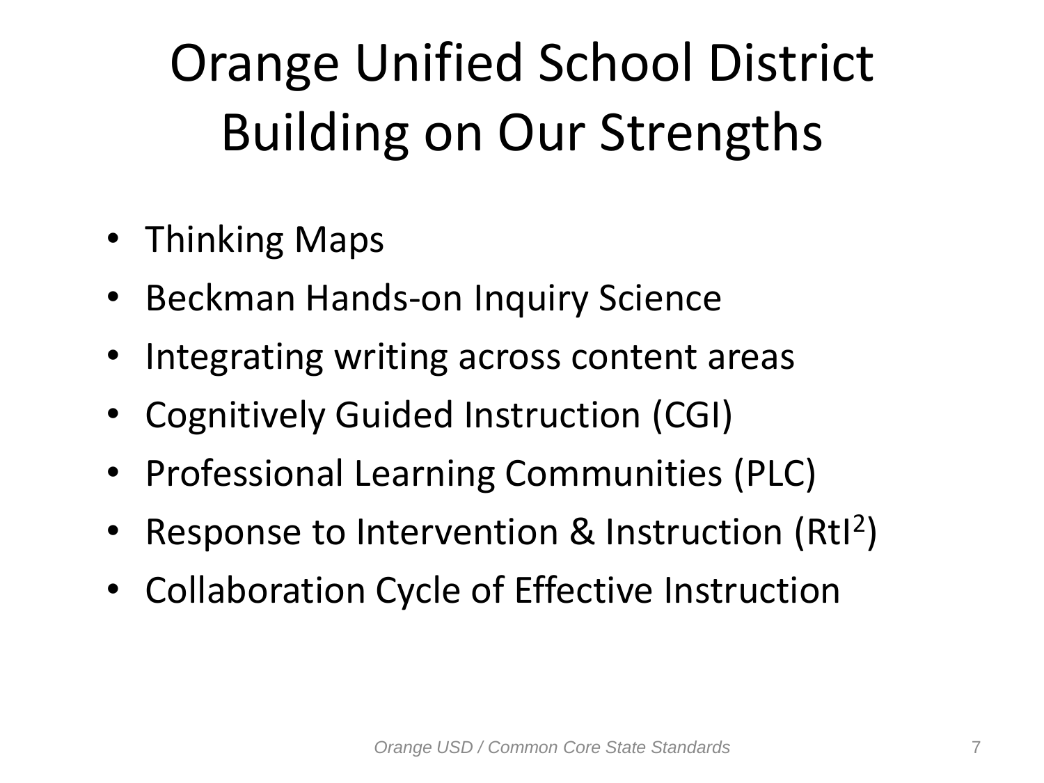# Orange Unified School District
# Building on Our Strengths

- Thinking Maps
- Beckman Hands-on Inquiry Science
- Integrating writing across content areas
- Cognitively Guided Instruction (CGI)
- Professional Learning Communities (PLC)
- Response to Intervention & Instruction (RtI$^2$)
- Collaboration Cycle of Effective Instruction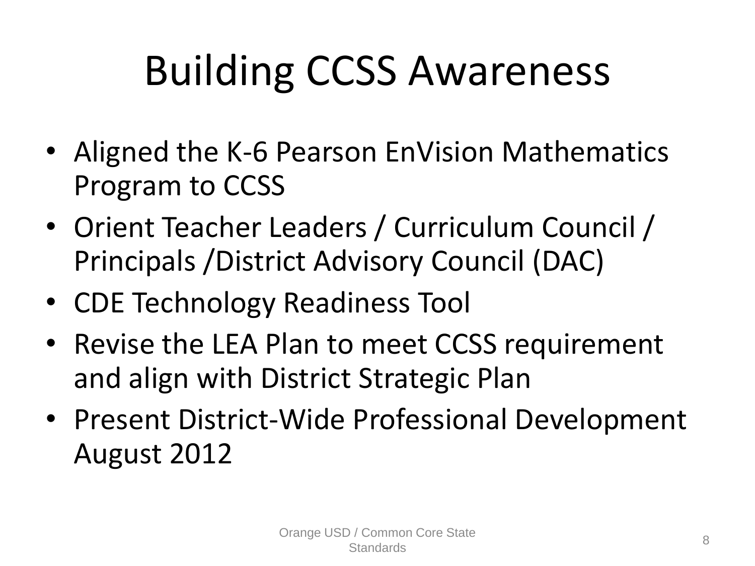# Building CCSS Awareness

- Aligned the K-6 Pearson EnVision Mathematics Program to CCSS
- Orient Teacher Leaders / Curriculum Council / Principals /District Advisory Council (DAC)
- CDE Technology Readiness Tool
- Revise the LEA Plan to meet CCSS requirement and align with District Strategic Plan
- Present District-Wide Professional Development August 2012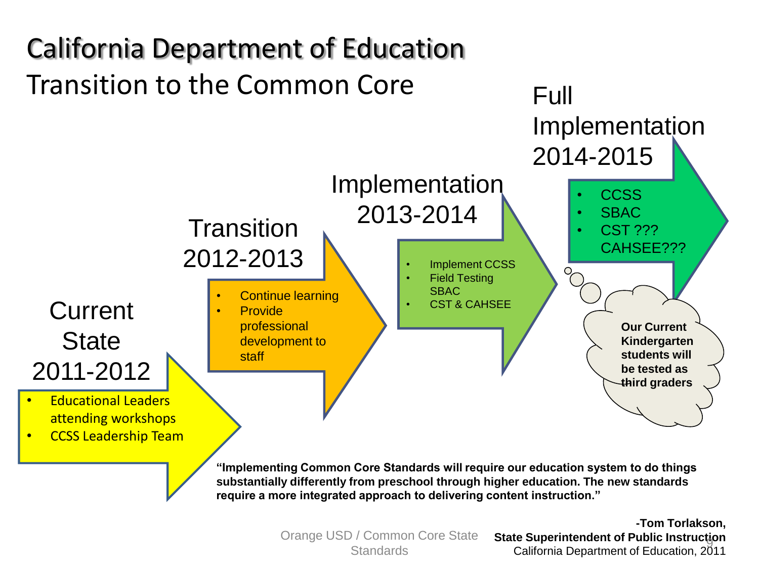# California Department of Education

## Transition to the Common Core

### Current State 2011-2012

- Educational Leaders attending workshops
- CCSS Leadership Team

### Transition 2012-2013

- Continue learning
- Provide professional development to staff

### Implementation 2013-2014

- Implement CCSS
- Field Testing SBAC
- CST & CAHSEE

### Full Implementation 2014-2015

- CCSS
- SBAC
- CST ??? CAHSEE???

**Our Current Kindergarten students will be tested as third graders**

**"Implementing Common Core Standards will require our education system to do things substantially differently from preschool through higher education. The new standards require a more integrated approach to delivering content instruction."**

**-Tom Torlakson,**
**State Superintendent of Public Instruction**
California Department of Education, 2011

Orange USD / Common Core State Standards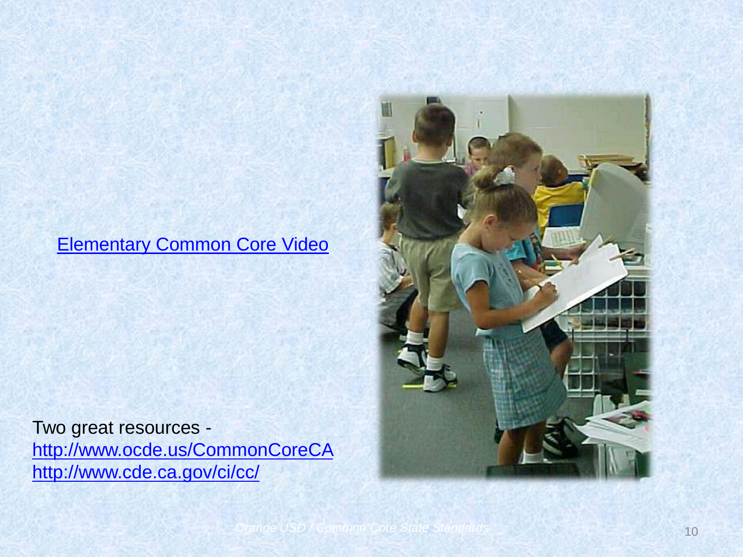[Elementary Common Core Video]

Two great resources -
http://www.ocde.us/CommonCoreCA
http://www.cde.ca.gov/ci/cc/